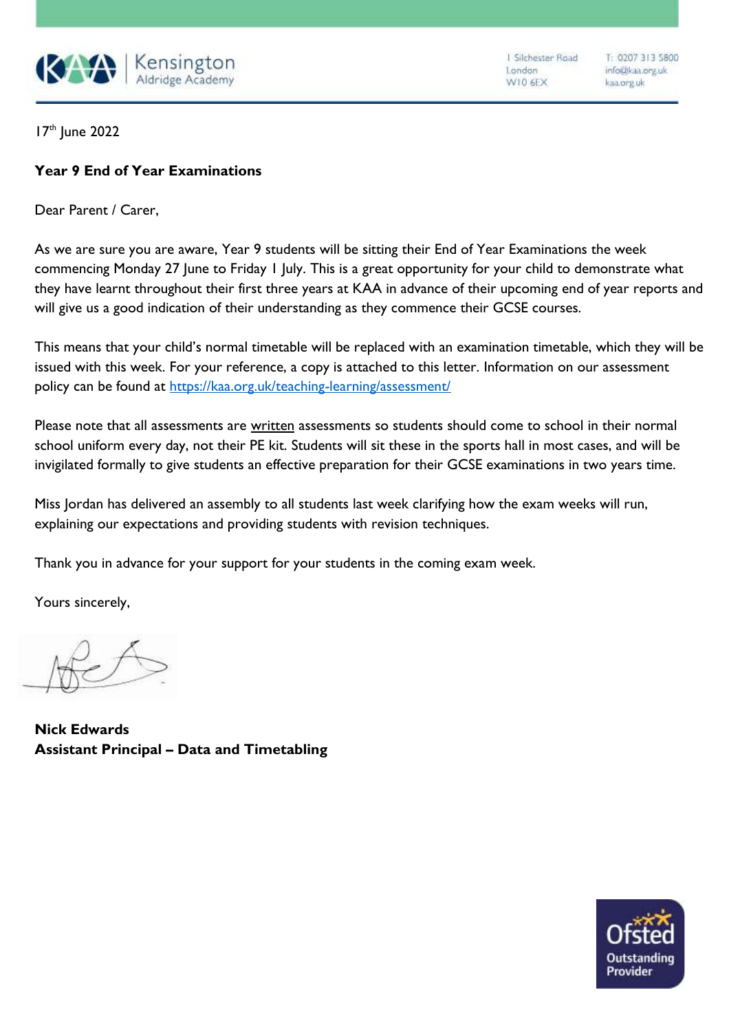Kensington Aldridge Academy

1 Silchester Road
London
W10 6EX

T: 0207 313 5800
info@kaa.org.uk
kaa.org.uk

17th June 2022

**Year 9 End of Year Examinations**

Dear Parent / Carer,

As we are sure you are aware, Year 9 students will be sitting their End of Year Examinations the week commencing Monday 27 June to Friday 1 July. This is a great opportunity for your child to demonstrate what they have learnt throughout their first three years at KAA in advance of their upcoming end of year reports and will give us a good indication of their understanding as they commence their GCSE courses.

This means that your child's normal timetable will be replaced with an examination timetable, which they will be issued with this week. For your reference, a copy is attached to this letter. Information on our assessment policy can be found at [https://kaa.org.uk/teaching-learning/assessment/](https://kaa.org.uk/teaching-learning/assessment/)

Please note that all assessments are written assessments so students should come to school in their normal school uniform every day, not their PE kit. Students will sit these in the sports hall in most cases, and will be invigilated formally to give students an effective preparation for their GCSE examinations in two years time.

Miss Jordan has delivered an assembly to all students last week clarifying how the exam weeks will run, explaining our expectations and providing students with revision techniques.

Thank you in advance for your support for your students in the coming exam week.

Yours sincerely,

**Nick Edwards**
**Assistant Principal – Data and Timetabling**

Ofsted Outstanding Provider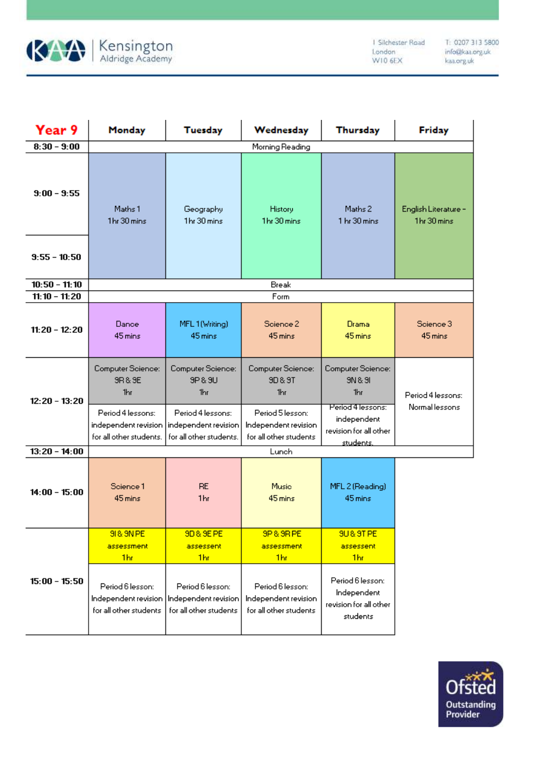Kensington Aldridge Academy

1 Silchester Road
London
W10 6EX

T: 0207 313 5800
info@kaa.org.uk
kaa.org.uk

| Year 9 | Monday | Tuesday | Wednesday | Thursday | Friday |
|---|---|---|---|---|---|
| 8:30 – 9:00 | Morning Reading | | | | |
| 9:00 – 9:55 / 9:55 – 10:50 | Maths 1 1hr 30 mins | Geography 1hr 30 mins | History 1hr 30 mins | Maths 2 1 hr 30 mins | English Literature – 1hr 30 mins |
| 10:50 – 11:10 | Break | | | | |
| 11:10 – 11:20 | Form | | | | |
| 11:20 – 12:20 | Dance 45 mins | MFL 1 (Writing) 45 mins | Science 2 45 mins | Drama 45 mins | Science 3 45 mins |
| 12:20 – 13:20 | Computer Science: 9R & 9E 1hr<br>Period 4 lessons: independent revision for all other students. | Computer Science: 9P & 9U 1hr<br>Period 4 lessons: independent revision for all other students. | Computer Science: 9D & 9T 1hr<br>Period 5 lesson: Independent revision for all other students | Computer Science: 9N & 9I 1hr<br>Period 4 lessons: independent revision for all other students. | Period 4 lessons: Normal lessons |
| 13:20 – 14:00 | Lunch | | | | |
| 14:00 – 15:00 | Science 1 45 mins | RE 1hr | Music 45 mins | MFL 2 (Reading) 45 mins | |
| 15:00 – 15:50 | 9I & 9N PE assessment 1hr<br>Period 6 lesson: Independent revision for all other students | 9D & 9E PE assessment 1hr<br>Period 6 lesson: Independent revision for all other students | 9P & 9R PE assessment 1hr<br>Period 6 lesson: Independent revision for all other students | 9U & 9T PE assessment 1hr<br>Period 6 lesson: Independent revision for all other students | |

Ofsted Outstanding Provider